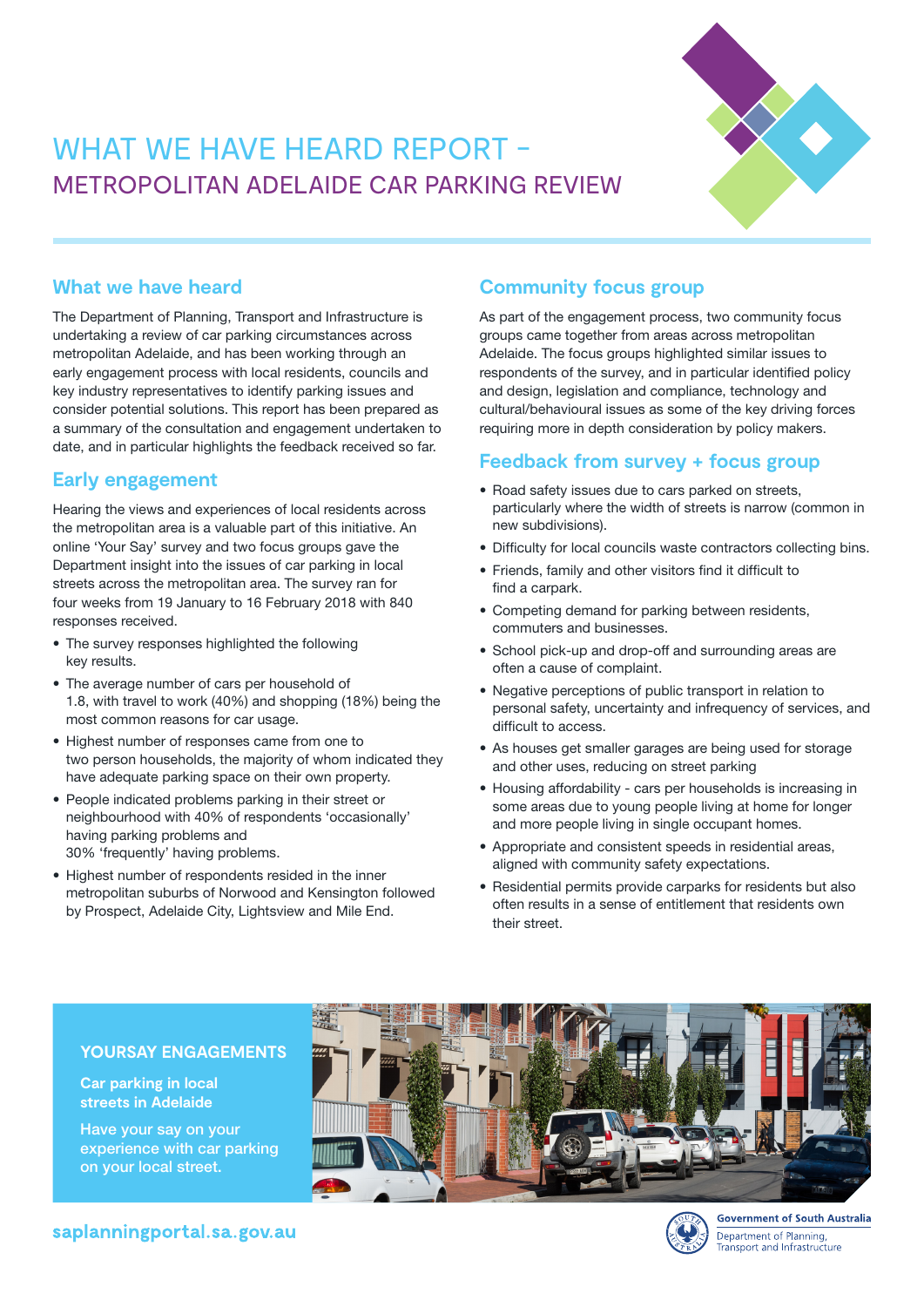# WHAT WE HAVE HEARD REPORT - METROPOLITAN ADELAIDE CAR PARKING REVIEW

## What we have heard

The Department of Planning, Transport and Infrastructure is undertaking a review of car parking circumstances across metropolitan Adelaide, and has been working through an early engagement process with local residents, councils and key industry representatives to identify parking issues and consider potential solutions. This report has been prepared as a summary of the consultation and engagement undertaken to date, and in particular highlights the feedback received so far.

## Early engagement

Hearing the views and experiences of local residents across the metropolitan area is a valuable part of this initiative. An online 'Your Say' survey and two focus groups gave the Department insight into the issues of car parking in local streets across the metropolitan area. The survey ran for four weeks from 19 January to 16 February 2018 with 840 responses received.

- The survey responses highlighted the following key results.
- The average number of cars per household of 1.8, with travel to work (40%) and shopping (18%) being the most common reasons for car usage.
- Highest number of responses came from one to two person households, the majority of whom indicated they have adequate parking space on their own property.
- People indicated problems parking in their street or neighbourhood with 40% of respondents 'occasionally' having parking problems and 30% 'frequently' having problems.
- Highest number of respondents resided in the inner metropolitan suburbs of Norwood and Kensington followed by Prospect, Adelaide City, Lightsview and Mile End.

## Community focus group

As part of the engagement process, two community focus groups came together from areas across metropolitan Adelaide. The focus groups highlighted similar issues to respondents of the survey, and in particular identified policy and design, legislation and compliance, technology and cultural/behavioural issues as some of the key driving forces requiring more in depth consideration by policy makers.

## Feedback from survey + focus group

- Road safety issues due to cars parked on streets, particularly where the width of streets is narrow (common in new subdivisions).
- Difficulty for local councils waste contractors collecting bins.
- Friends, family and other visitors find it difficult to find a carpark.
- Competing demand for parking between residents, commuters and businesses.
- School pick-up and drop-off and surrounding areas are often a cause of complaint.
- Negative perceptions of public transport in relation to personal safety, uncertainty and infrequency of services, and difficult to access.
- As houses get smaller garages are being used for storage and other uses, reducing on street parking
- Housing affordability - cars per households is increasing in some areas due to young people living at home for longer and more people living in single occupant homes.
- Appropriate and consistent speeds in residential areas, aligned with community safety expectations.
- Residential permits provide carparks for residents but also often results in a sense of entitlement that residents own their street.

**YOURSAY ENGAGEMENTS**

**Car parking in local streets in Adelaide**

**Have your say on your experience with car parking on your local street.**

saplanningportal.sa.gov.au

Government of South Australia
Department of Planning, Transport and Infrastructure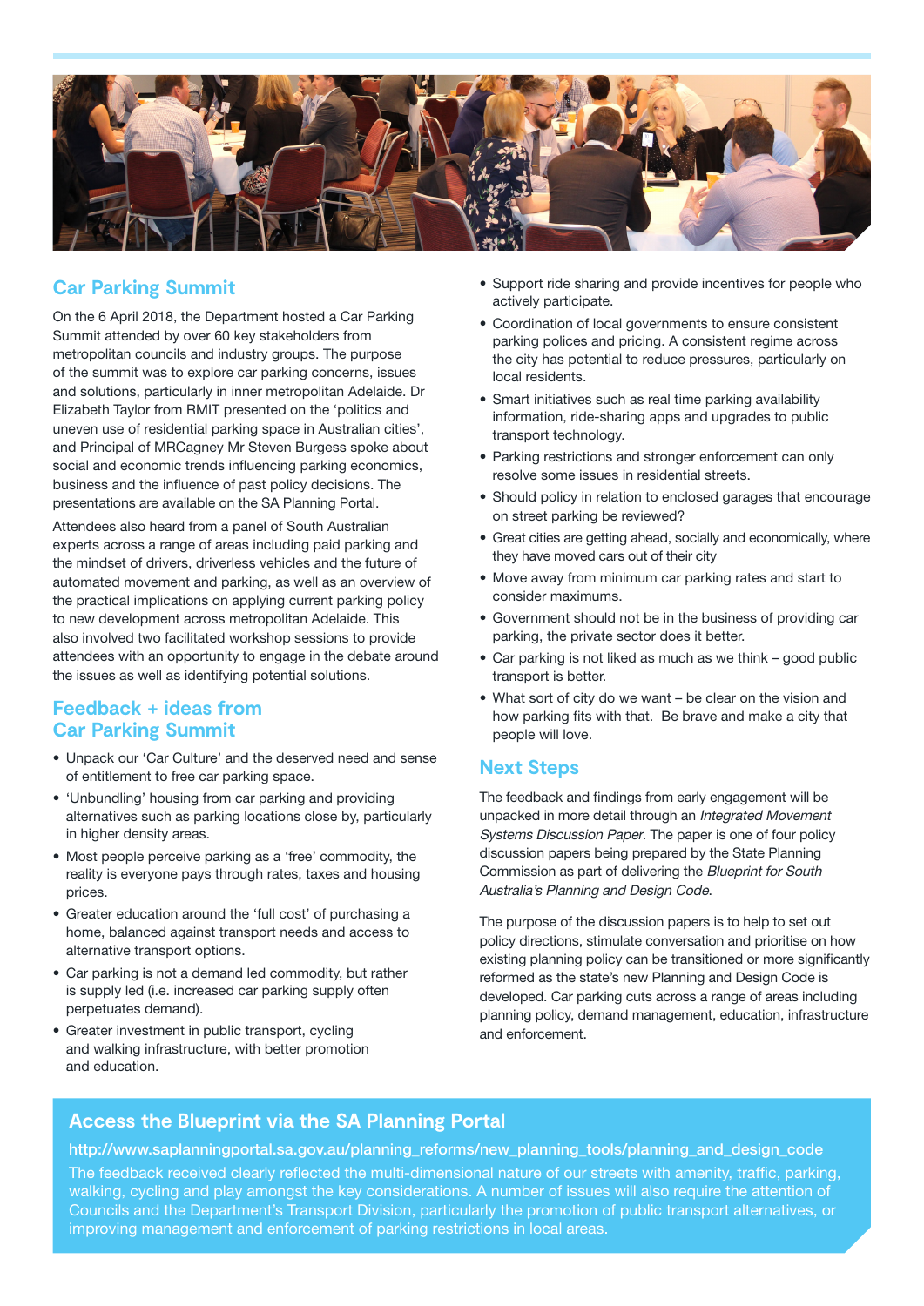## Car Parking Summit

On the 6 April 2018, the Department hosted a Car Parking Summit attended by over 60 key stakeholders from metropolitan councils and industry groups. The purpose of the summit was to explore car parking concerns, issues and solutions, particularly in inner metropolitan Adelaide. Dr Elizabeth Taylor from RMIT presented on the 'politics and uneven use of residential parking space in Australian cities', and Principal of MRCagney Mr Steven Burgess spoke about social and economic trends influencing parking economics, business and the influence of past policy decisions. The presentations are available on the SA Planning Portal.

Attendees also heard from a panel of South Australian experts across a range of areas including paid parking and the mindset of drivers, driverless vehicles and the future of automated movement and parking, as well as an overview of the practical implications on applying current parking policy to new development across metropolitan Adelaide. This also involved two facilitated workshop sessions to provide attendees with an opportunity to engage in the debate around the issues as well as identifying potential solutions.

## Feedback + ideas from Car Parking Summit

- Unpack our 'Car Culture' and the deserved need and sense of entitlement to free car parking space.
- 'Unbundling' housing from car parking and providing alternatives such as parking locations close by, particularly in higher density areas.
- Most people perceive parking as a 'free' commodity, the reality is everyone pays through rates, taxes and housing prices.
- Greater education around the 'full cost' of purchasing a home, balanced against transport needs and access to alternative transport options.
- Car parking is not a demand led commodity, but rather is supply led (i.e. increased car parking supply often perpetuates demand).
- Greater investment in public transport, cycling and walking infrastructure, with better promotion and education.
- Support ride sharing and provide incentives for people who actively participate.
- Coordination of local governments to ensure consistent parking polices and pricing. A consistent regime across the city has potential to reduce pressures, particularly on local residents.
- Smart initiatives such as real time parking availability information, ride-sharing apps and upgrades to public transport technology.
- Parking restrictions and stronger enforcement can only resolve some issues in residential streets.
- Should policy in relation to enclosed garages that encourage on street parking be reviewed?
- Great cities are getting ahead, socially and economically, where they have moved cars out of their city
- Move away from minimum car parking rates and start to consider maximums.
- Government should not be in the business of providing car parking, the private sector does it better.
- Car parking is not liked as much as we think – good public transport is better.
- What sort of city do we want – be clear on the vision and how parking fits with that. Be brave and make a city that people will love.

## Next Steps

The feedback and findings from early engagement will be unpacked in more detail through an *Integrated Movement Systems Discussion Paper*. The paper is one of four policy discussion papers being prepared by the State Planning Commission as part of delivering the *Blueprint for South Australia's Planning and Design Code*.

The purpose of the discussion papers is to help to set out policy directions, stimulate conversation and prioritise on how existing planning policy can be transitioned or more significantly reformed as the state's new Planning and Design Code is developed. Car parking cuts across a range of areas including planning policy, demand management, education, infrastructure and enforcement.

## Access the Blueprint via the SA Planning Portal

http://www.saplanningportal.sa.gov.au/planning_reforms/new_planning_tools/planning_and_design_code

The feedback received clearly reflected the multi-dimensional nature of our streets with amenity, traffic, parking, walking, cycling and play amongst the key considerations. A number of issues will also require the attention of Councils and the Department's Transport Division, particularly the promotion of public transport alternatives, or improving management and enforcement of parking restrictions in local areas.